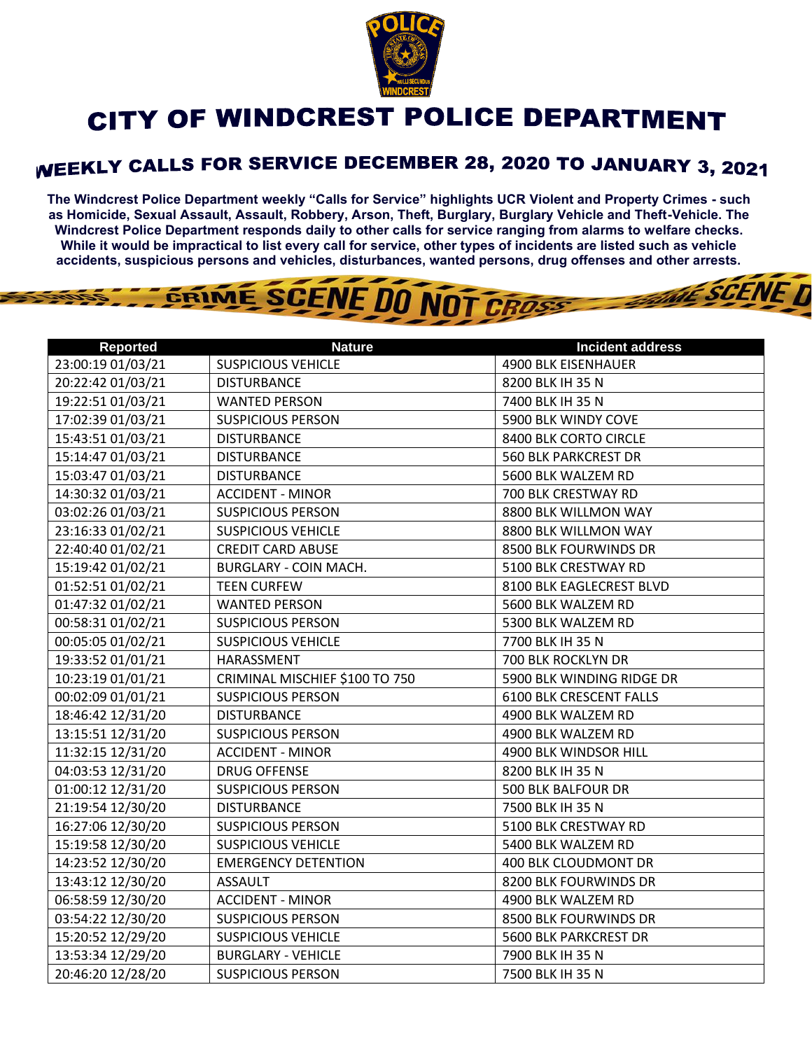# CITY OF WINDCREST POLICE DEPARTMENT

## WEEKLY CALLS FOR SERVICE DECEMBER 28, 2020 TO JANUARY 3, 2021

**The Windcrest Police Department weekly "Calls for Service" highlights UCR Violent and Property Crimes - such as Homicide, Sexual Assault, Assault, Robbery, Arson, Theft, Burglary, Burglary Vehicle and Theft-Vehicle. The Windcrest Police Department responds daily to other calls for service ranging from alarms to welfare checks. While it would be impractical to list every call for service, other types of incidents are listed such as vehicle accidents, suspicious persons and vehicles, disturbances, wanted persons, drug offenses and other arrests.**

| Reported | Nature | Incident address |
|---|---|---|
| 23:00:19 01/03/21 | SUSPICIOUS VEHICLE | 4900 BLK EISENHAUER |
| 20:22:42 01/03/21 | DISTURBANCE | 8200 BLK IH 35 N |
| 19:22:51 01/03/21 | WANTED PERSON | 7400 BLK IH 35 N |
| 17:02:39 01/03/21 | SUSPICIOUS PERSON | 5900 BLK WINDY COVE |
| 15:43:51 01/03/21 | DISTURBANCE | 8400 BLK CORTO CIRCLE |
| 15:14:47 01/03/21 | DISTURBANCE | 560 BLK PARKCREST DR |
| 15:03:47 01/03/21 | DISTURBANCE | 5600 BLK WALZEM RD |
| 14:30:32 01/03/21 | ACCIDENT - MINOR | 700 BLK CRESTWAY RD |
| 03:02:26 01/03/21 | SUSPICIOUS PERSON | 8800 BLK WILLMON WAY |
| 23:16:33 01/02/21 | SUSPICIOUS VEHICLE | 8800 BLK WILLMON WAY |
| 22:40:40 01/02/21 | CREDIT CARD ABUSE | 8500 BLK FOURWINDS DR |
| 15:19:42 01/02/21 | BURGLARY - COIN MACH. | 5100 BLK CRESTWAY RD |
| 01:52:51 01/02/21 | TEEN CURFEW | 8100 BLK EAGLECREST BLVD |
| 01:47:32 01/02/21 | WANTED PERSON | 5600 BLK WALZEM RD |
| 00:58:31 01/02/21 | SUSPICIOUS PERSON | 5300 BLK WALZEM RD |
| 00:05:05 01/02/21 | SUSPICIOUS VEHICLE | 7700 BLK IH 35 N |
| 19:33:52 01/01/21 | HARASSMENT | 700 BLK ROCKLYN DR |
| 10:23:19 01/01/21 | CRIMINAL MISCHIEF $100 TO 750 | 5900 BLK WINDING RIDGE DR |
| 00:02:09 01/01/21 | SUSPICIOUS PERSON | 6100 BLK CRESCENT FALLS |
| 18:46:42 12/31/20 | DISTURBANCE | 4900 BLK WALZEM RD |
| 13:15:51 12/31/20 | SUSPICIOUS PERSON | 4900 BLK WALZEM RD |
| 11:32:15 12/31/20 | ACCIDENT - MINOR | 4900 BLK WINDSOR HILL |
| 04:03:53 12/31/20 | DRUG OFFENSE | 8200 BLK IH 35 N |
| 01:00:12 12/31/20 | SUSPICIOUS PERSON | 500 BLK BALFOUR DR |
| 21:19:54 12/30/20 | DISTURBANCE | 7500 BLK IH 35 N |
| 16:27:06 12/30/20 | SUSPICIOUS PERSON | 5100 BLK CRESTWAY RD |
| 15:19:58 12/30/20 | SUSPICIOUS VEHICLE | 5400 BLK WALZEM RD |
| 14:23:52 12/30/20 | EMERGENCY DETENTION | 400 BLK CLOUDMONT DR |
| 13:43:12 12/30/20 | ASSAULT | 8200 BLK FOURWINDS DR |
| 06:58:59 12/30/20 | ACCIDENT - MINOR | 4900 BLK WALZEM RD |
| 03:54:22 12/30/20 | SUSPICIOUS PERSON | 8500 BLK FOURWINDS DR |
| 15:20:52 12/29/20 | SUSPICIOUS VEHICLE | 5600 BLK PARKCREST DR |
| 13:53:34 12/29/20 | BURGLARY - VEHICLE | 7900 BLK IH 35 N |
| 20:46:20 12/28/20 | SUSPICIOUS PERSON | 7500 BLK IH 35 N |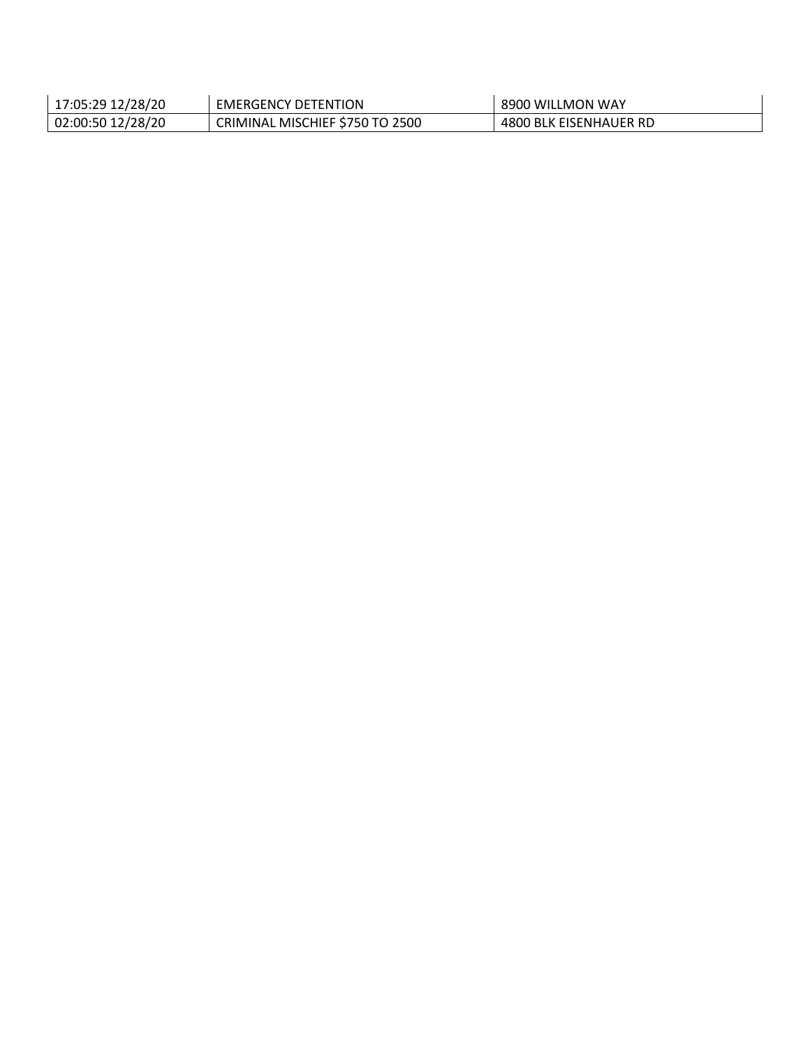| | | |
|---|---|---|
| 17:05:29 12/28/20 | EMERGENCY DETENTION | 8900 WILLMON WAY |
| 02:00:50 12/28/20 | CRIMINAL MISCHIEF $750 TO 2500 | 4800 BLK EISENHAUER RD |